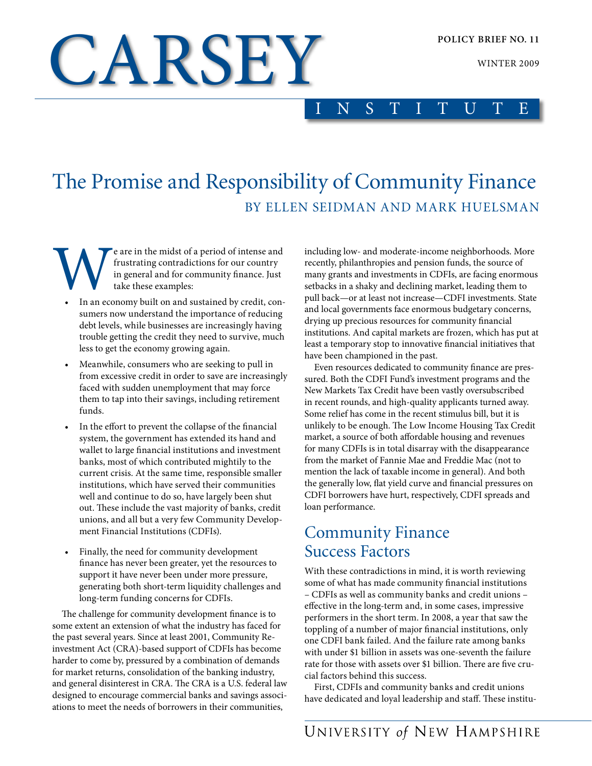CARSEY INSTITUTE

POLICY BRIEF NO. 11

WINTER 2009

# The Promise and Responsibility of Community Finance

BY ELLEN SEIDMAN AND MARK HUELSMAN

We are in the midst of a period of intense and frustrating contradictions for our country in general and for community finance. Just take these examples:

- In an economy built on and sustained by credit, consumers now understand the importance of reducing debt levels, while businesses are increasingly having trouble getting the credit they need to survive, much less to get the economy growing again.
- Meanwhile, consumers who are seeking to pull in from excessive credit in order to save are increasingly faced with sudden unemployment that may force them to tap into their savings, including retirement funds.
- In the effort to prevent the collapse of the financial system, the government has extended its hand and wallet to large financial institutions and investment banks, most of which contributed mightily to the current crisis. At the same time, responsible smaller institutions, which have served their communities well and continue to do so, have largely been shut out. These include the vast majority of banks, credit unions, and all but a very few Community Development Financial Institutions (CDFIs).
- Finally, the need for community development finance has never been greater, yet the resources to support it have never been under more pressure, generating both short-term liquidity challenges and long-term funding concerns for CDFIs.

The challenge for community development finance is to some extent an extension of what the industry has faced for the past several years. Since at least 2001, Community Reinvestment Act (CRA)-based support of CDFIs has become harder to come by, pressured by a combination of demands for market returns, consolidation of the banking industry, and general disinterest in CRA. The CRA is a U.S. federal law designed to encourage commercial banks and savings associations to meet the needs of borrowers in their communities, including low- and moderate-income neighborhoods. More recently, philanthropies and pension funds, the source of many grants and investments in CDFIs, are facing enormous setbacks in a shaky and declining market, leading them to pull back—or at least not increase—CDFI investments. State and local governments face enormous budgetary concerns, drying up precious resources for community financial institutions. And capital markets are frozen, which has put at least a temporary stop to innovative financial initiatives that have been championed in the past.

Even resources dedicated to community finance are pressured. Both the CDFI Fund's investment programs and the New Markets Tax Credit have been vastly oversubscribed in recent rounds, and high-quality applicants turned away. Some relief has come in the recent stimulus bill, but it is unlikely to be enough. The Low Income Housing Tax Credit market, a source of both affordable housing and revenues for many CDFIs is in total disarray with the disappearance from the market of Fannie Mae and Freddie Mac (not to mention the lack of taxable income in general). And both the generally low, flat yield curve and financial pressures on CDFI borrowers have hurt, respectively, CDFI spreads and loan performance.

## Community Finance Success Factors

With these contradictions in mind, it is worth reviewing some of what has made community financial institutions – CDFIs as well as community banks and credit unions – effective in the long-term and, in some cases, impressive performers in the short term. In 2008, a year that saw the toppling of a number of major financial institutions, only one CDFI bank failed. And the failure rate among banks with under $1 billion in assets was one-seventh the failure rate for those with assets over $1 billion. There are five crucial factors behind this success.

First, CDFIs and community banks and credit unions have dedicated and loyal leadership and staff. These institu-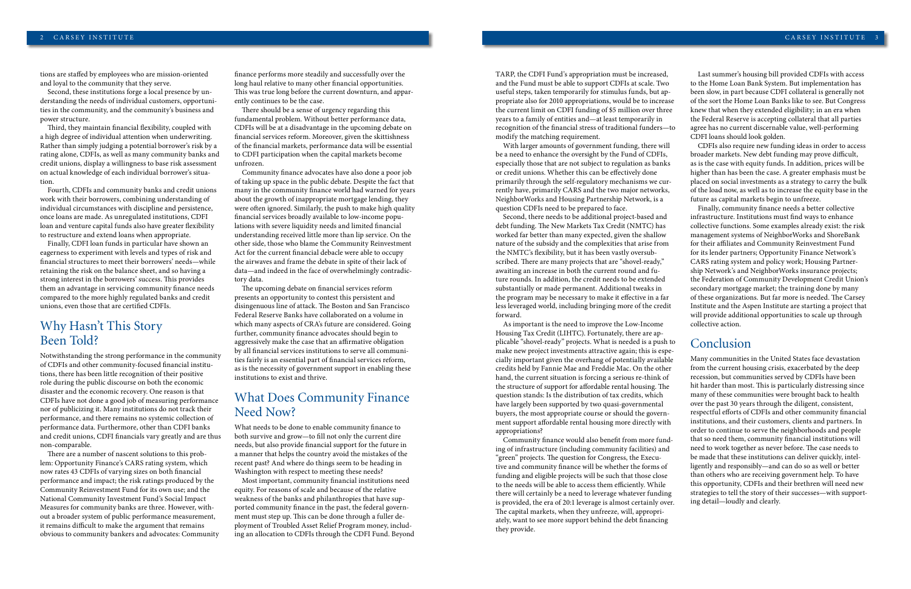tions are staffed by employees who are mission-oriented and loyal to the community that they serve.

Second, these institutions forge a local presence by understanding the needs of individual customers, opportunities in the community, and the community's business and power structure.

Third, they maintain financial flexibility, coupled with a high degree of individual attention when underwriting. Rather than simply judging a potential borrower's risk by a rating alone, CDFIs, as well as many community banks and credit unions, display a willingness to base risk assessment on actual knowledge of each individual borrower's situation.

Fourth, CDFIs and community banks and credit unions work with their borrowers, combining understanding of individual circumstances with discipline and persistence, once loans are made. As unregulated institutions, CDFI loan and venture capital funds also have greater flexibility to restructure and extend loans when appropriate.

Finally, CDFI loan funds in particular have shown an eagerness to experiment with levels and types of risk and financial structures to meet their borrowers' needs—while retaining the risk on the balance sheet, and so having a strong interest in the borrowers' success. This provides them an advantage in servicing community finance needs compared to the more highly regulated banks and credit unions, even those that are certified CDFIs.

## Why Hasn't This Story Been Told?

Notwithstanding the strong performance in the community of CDFIs and other community-focused financial institutions, there has been little recognition of their positive role during the public discourse on both the economic disaster and the economic recovery. One reason is that CDFIs have not done a good job of measuring performance nor of publicizing it. Many institutions do not track their performance, and there remains no systemic collection of performance data. Furthermore, other than CDFI banks and credit unions, CDFI financials vary greatly and are thus non-comparable.

There are a number of nascent solutions to this problem: Opportunity Finance's CARS rating system, which now rates 43 CDFIs of varying sizes on both financial performance and impact; the risk ratings produced by the Community Reinvestment Fund for its own use; and the National Community Investment Fund's Social Impact Measures for community banks are three. However, without a broader system of public performance measurement, it remains difficult to make the argument that remains obvious to community bankers and advocates: Community finance performs more steadily and successfully over the long haul relative to many other financial opportunities. This was true long before the current downturn, and apparently continues to be the case.

There should be a sense of urgency regarding this fundamental problem. Without better performance data, CDFIs will be at a disadvantage in the upcoming debate on financial services reform. Moreover, given the skittishness of the financial markets, performance data will be essential to CDFI participation when the capital markets become unfrozen.

Community finance advocates have also done a poor job of taking up space in the public debate. Despite the fact that many in the community finance world had warned for years about the growth of inappropriate mortgage lending, they were often ignored. Similarly, the push to make high quality financial services broadly available to low-income populations with severe liquidity needs and limited financial understanding received little more than lip service. On the other side, those who blame the Community Reinvestment Act for the current financial debacle were able to occupy the airwaves and frame the debate in spite of their lack of data—and indeed in the face of overwhelmingly contradictory data.

The upcoming debate on financial services reform presents an opportunity to contest this persistent and disingenuous line of attack. The Boston and San Francisco Federal Reserve Banks have collaborated on a volume in which many aspects of CRA's future are considered. Going further, community finance advocates should begin to aggressively make the case that an affirmative obligation by all financial services institutions to serve all communities fairly is an essential part of financial services reform, as is the necessity of government support in enabling these institutions to exist and thrive.

## What Does Community Finance Need Now?

What needs to be done to enable community finance to both survive and grow—to fill not only the current dire needs, but also provide financial support for the future in a manner that helps the country avoid the mistakes of the recent past? And where do things seem to be heading in Washington with respect to meeting these needs?

Most important, community financial institutions need equity. For reasons of scale and because of the relative weakness of the banks and philanthropies that have supported community finance in the past, the federal government must step up. This can be done through a fuller deployment of Troubled Asset Relief Program money, including an allocation to CDFIs through the CDFI Fund. Beyond TARP, the CDFI Fund's appropriation must be increased, and the Fund must be able to support CDFIs at scale. Two useful steps, taken temporarily for stimulus funds, but appropriate also for 2010 appropriations, would be to increase the current limit on CDFI funding of $5 million over three years to a family of entities and—at least temporarily in recognition of the financial stress of traditional funders—to modify the matching requirement.

With larger amounts of government funding, there will be a need to enhance the oversight by the Fund of CDFIs, especially those that are not subject to regulation as banks or credit unions. Whether this can be effectively done primarily through the self-regulatory mechanisms we currently have, primarily CARS and the two major networks, NeighborWorks and Housing Partnership Network, is a question CDFIs need to be prepared to face.

Second, there needs to be additional project-based and debt funding. The New Markets Tax Credit (NMTC) has worked far better than many expected, given the shallow nature of the subsidy and the complexities that arise from the NMTC's flexibility, but it has been vastly oversubscribed. There are many projects that are "shovel-ready," awaiting an increase in both the current round and future rounds. In addition, the credit needs to be extended substantially or made permanent. Additional tweaks in the program may be necessary to make it effective in a far less leveraged world, including bringing more of the credit forward.

As important is the need to improve the Low-Income Housing Tax Credit (LIHTC). Fortunately, there are applicable "shovel-ready" projects. What is needed is a push to make new project investments attractive again; this is especially important given the overhang of potentially available credits held by Fannie Mae and Freddie Mac. On the other hand, the current situation is forcing a serious re-think of the structure of support for affordable rental housing. The question stands: Is the distribution of tax credits, which have largely been supported by two quasi-governmental buyers, the most appropriate course or should the government support affordable rental housing more directly with appropriations?

Community finance would also benefit from more funding of infrastructure (including community facilities) and "green" projects. The question for Congress, the Executive and community finance will be whether the forms of funding and eligible projects will be such that those close to the needs will be able to access them efficiently. While there will certainly be a need to leverage whatever funding is provided, the era of 20:1 leverage is almost certainly over. The capital markets, when they unfreeze, will, appropriately, want to see more support behind the debt financing they provide.

Last summer's housing bill provided CDFIs with access to the Home Loan Bank System. But implementation has been slow, in part because CDFI collateral is generally not of the sort the Home Loan Banks like to see. But Congress knew that when they extended eligibility; in an era when the Federal Reserve is accepting collateral that all parties agree has no current discernable value, well-performing CDFI loans should look golden.

CDFIs also require new funding ideas in order to access broader markets. New debt funding may prove difficult, as is the case with equity funds. In addition, prices will be higher than has been the case. A greater emphasis must be placed on social investments as a strategy to carry the bulk of the load now, as well as to increase the equity base in the future as capital markets begin to unfreeze.

Finally, community finance needs a better collective infrastructure. Institutions must find ways to enhance collective functions. Some examples already exist: the risk management systems of NeighborWorks and ShoreBank for their affiliates and Community Reinvestment Fund for its lender partners; Opportunity Finance Network's CARS rating system and policy work; Housing Partnership Network's and NeighborWorks insurance projects; the Federation of Community Development Credit Union's secondary mortgage market; the training done by many of these organizations. But far more is needed. The Carsey Institute and the Aspen Institute are starting a project that will provide additional opportunities to scale up through collective action.

## Conclusion

Many communities in the United States face devastation from the current housing crisis, exacerbated by the deep recession, but communities served by CDFIs have been hit harder than most. This is particularly distressing since many of these communities were brought back to health over the past 30 years through the diligent, consistent, respectful efforts of CDFIs and other community financial institutions, and their customers, clients and partners. In order to continue to serve the neighborhoods and people that so need them, community financial institutions will need to work together as never before. The case needs to be made that these institutions can deliver quickly, intelligently and responsibly—and can do so as well or better than others who are receiving government help. To have this opportunity, CDFIs and their brethren will need new strategies to tell the story of their successes—with supporting detail—loudly and clearly.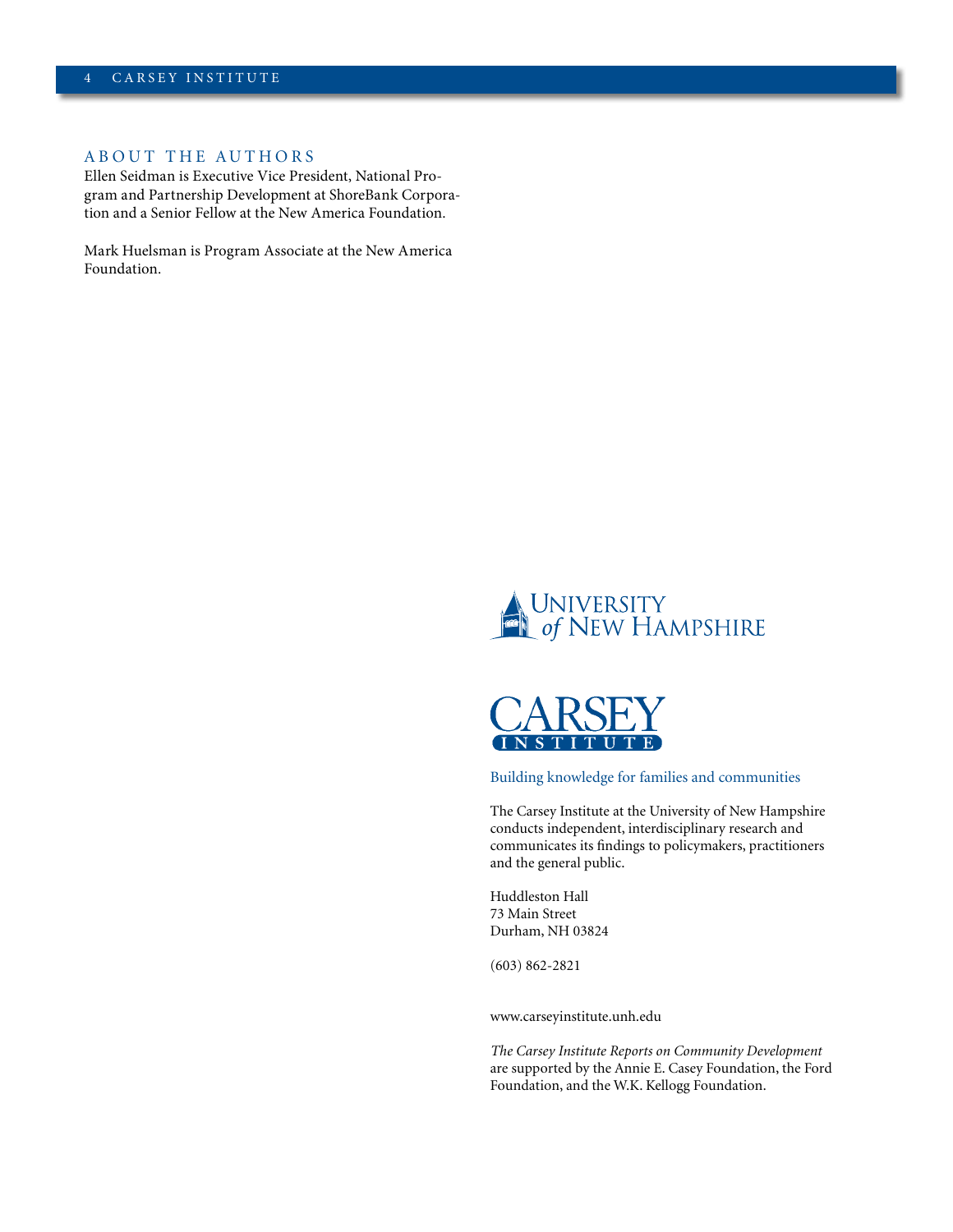## ABOUT THE AUTHORS

Ellen Seidman is Executive Vice President, National Program and Partnership Development at ShoreBank Corporation and a Senior Fellow at the New America Foundation.

Mark Huelsman is Program Associate at the New America Foundation.

UNIVERSITY *of* NEW HAMPSHIRE

CARSEY INSTITUTE

Building knowledge for families and communities

The Carsey Institute at the University of New Hampshire conducts independent, interdisciplinary research and communicates its findings to policymakers, practitioners and the general public.

Huddleston Hall
73 Main Street
Durham, NH 03824

(603) 862-2821

www.carseyinstitute.unh.edu

*The Carsey Institute Reports on Community Development* are supported by the Annie E. Casey Foundation, the Ford Foundation, and the W.K. Kellogg Foundation.